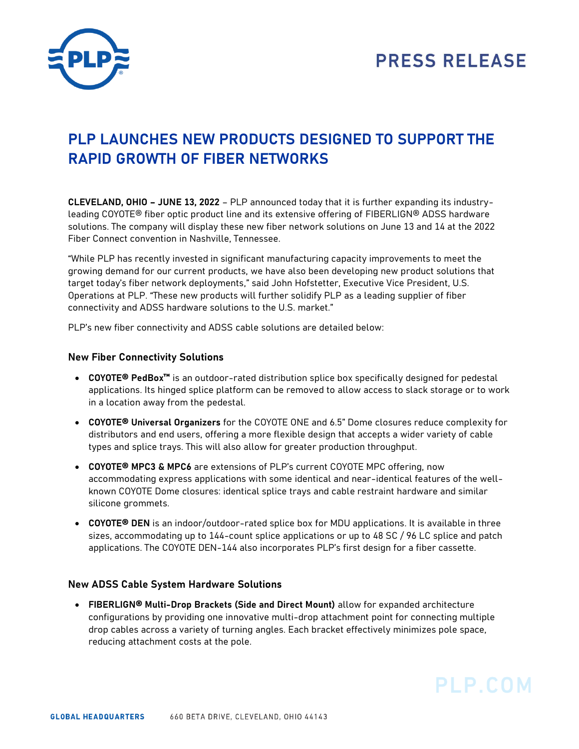# PRESS RELEASE

## PLP LAUNCHES NEW PRODUCTS DESIGNED TO SUPPORT THE RAPID GROWTH OF FIBER NETWORKS

**CLEVELAND, OHIO – JUNE 13, 2022** – PLP announced today that it is further expanding its industry-leading COYOTE® fiber optic product line and its extensive offering of FIBERLIGN® ADSS hardware solutions. The company will display these new fiber network solutions on June 13 and 14 at the 2022 Fiber Connect convention in Nashville, Tennessee.

"While PLP has recently invested in significant manufacturing capacity improvements to meet the growing demand for our current products, we have also been developing new product solutions that target today's fiber network deployments," said John Hofstetter, Executive Vice President, U.S. Operations at PLP. "These new products will further solidify PLP as a leading supplier of fiber connectivity and ADSS hardware solutions to the U.S. market."

PLP's new fiber connectivity and ADSS cable solutions are detailed below:

### New Fiber Connectivity Solutions

- **COYOTE® PedBox™** is an outdoor-rated distribution splice box specifically designed for pedestal applications. Its hinged splice platform can be removed to allow access to slack storage or to work in a location away from the pedestal.
- **COYOTE® Universal Organizers** for the COYOTE ONE and 6.5" Dome closures reduce complexity for distributors and end users, offering a more flexible design that accepts a wider variety of cable types and splice trays. This will also allow for greater production throughput.
- **COYOTE® MPC3 & MPC6** are extensions of PLP's current COYOTE MPC offering, now accommodating express applications with some identical and near-identical features of the well-known COYOTE Dome closures: identical splice trays and cable restraint hardware and similar silicone grommets.
- **COYOTE® DEN** is an indoor/outdoor-rated splice box for MDU applications. It is available in three sizes, accommodating up to 144-count splice applications or up to 48 SC / 96 LC splice and patch applications. The COYOTE DEN-144 also incorporates PLP's first design for a fiber cassette.

### New ADSS Cable System Hardware Solutions

- **FIBERLIGN® Multi-Drop Brackets (Side and Direct Mount)** allow for expanded architecture configurations by providing one innovative multi-drop attachment point for connecting multiple drop cables across a variety of turning angles. Each bracket effectively minimizes pole space, reducing attachment costs at the pole.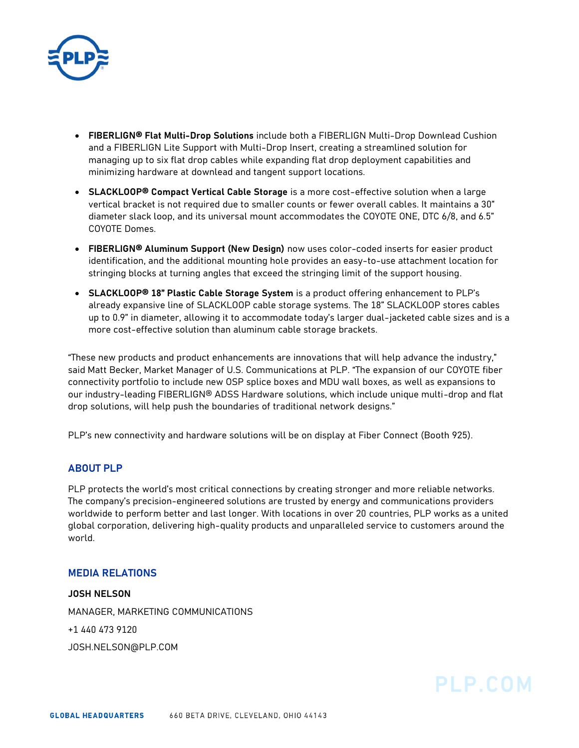- **FIBERLIGN® Flat Multi-Drop Solutions** include both a FIBERLIGN Multi-Drop Downlead Cushion and a FIBERLIGN Lite Support with Multi-Drop Insert, creating a streamlined solution for managing up to six flat drop cables while expanding flat drop deployment capabilities and minimizing hardware at download and tangent support locations.
- **SLACKLOOP® Compact Vertical Cable Storage** is a more cost-effective solution when a large vertical bracket is not required due to smaller counts or fewer overall cables. It maintains a 30" diameter slack loop, and its universal mount accommodates the COYOTE ONE, DTC 6/8, and 6.5" COYOTE Domes.
- **FIBERLIGN® Aluminum Support (New Design)** now uses color-coded inserts for easier product identification, and the additional mounting hole provides an easy-to-use attachment location for stringing blocks at turning angles that exceed the stringing limit of the support housing.
- **SLACKLOOP® 18" Plastic Cable Storage System** is a product offering enhancement to PLP's already expansive line of SLACKLOOP cable storage systems. The 18" SLACKLOOP stores cables up to 0.9" in diameter, allowing it to accommodate today's larger dual-jacketed cable sizes and is a more cost-effective solution than aluminum cable storage brackets.

"These new products and product enhancements are innovations that will help advance the industry," said Matt Becker, Market Manager of U.S. Communications at PLP. "The expansion of our COYOTE fiber connectivity portfolio to include new OSP splice boxes and MDU wall boxes, as well as expansions to our industry-leading FIBERLIGN® ADSS Hardware solutions, which include unique multi-drop and flat drop solutions, will help push the boundaries of traditional network designs."

PLP's new connectivity and hardware solutions will be on display at Fiber Connect (Booth 925).

## ABOUT PLP

PLP protects the world's most critical connections by creating stronger and more reliable networks. The company's precision-engineered solutions are trusted by energy and communications providers worldwide to perform better and last longer. With locations in over 20 countries, PLP works as a united global corporation, delivering high-quality products and unparalleled service to customers around the world.

## MEDIA RELATIONS

**JOSH NELSON**

MANAGER, MARKETING COMMUNICATIONS

+1 440 473 9120

JOSH.NELSON@PLP.COM